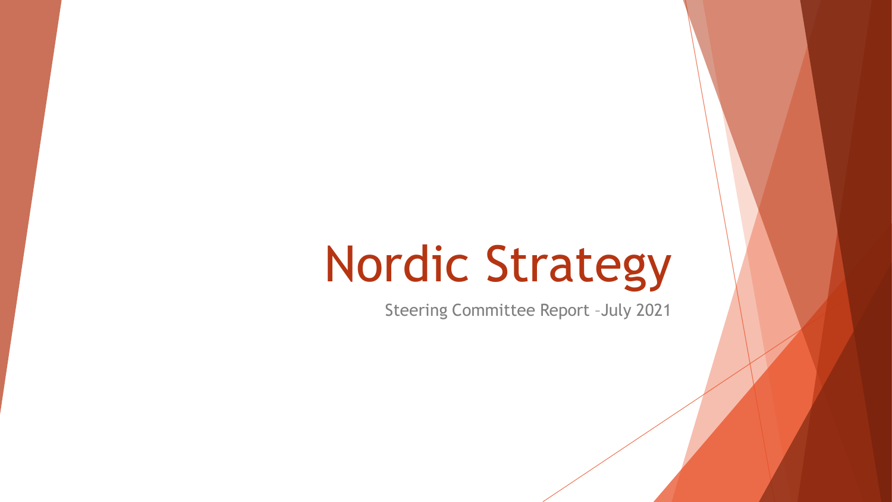# Nordic Strategy

Steering Committee Report –July 2021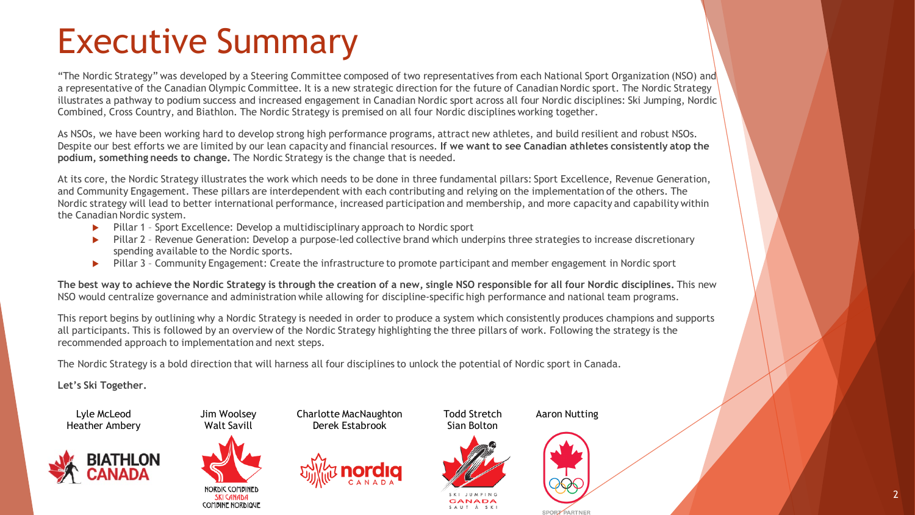# Executive Summary

"The Nordic Strategy" was developed by a Steering Committee composed of two representatives from each National Sport Organization (NSO) and a representative of the Canadian Olympic Committee. It is a new strategic direction for the future of Canadian Nordic sport. The Nordic Strategy illustrates a pathway to podium success and increased engagement in Canadian Nordic sport across all four Nordic disciplines: Ski Jumping, Nordic Combined, Cross Country, and Biathlon. The Nordic Strategy is premised on all four Nordic disciplines working together.

As NSOs, we have been working hard to develop strong high performance programs, attract new athletes, and build resilient and robust NSOs. Despite our best efforts we are limited by our lean capacity and financial resources. **If we want to see Canadian athletes consistently atop the podium, something needs to change.** The Nordic Strategy is the change that is needed.

At its core, the Nordic Strategy illustrates the work which needs to be done in three fundamental pillars: Sport Excellence, Revenue Generation, and Community Engagement. These pillars are interdependent with each contributing and relying on the implementation of the others. The Nordic strategy will lead to better international performance, increased participation and membership, and more capacity and capability within the Canadian Nordic system.

- Pillar 1 – Sport Excellence: Develop a multidisciplinary approach to Nordic sport
- Pillar 2 – Revenue Generation: Develop a purpose-led collective brand which underpins three strategies to increase discretionary spending available to the Nordic sports.
- Pillar 3 – Community Engagement: Create the infrastructure to promote participant and member engagement in Nordic sport

**The best way to achieve the Nordic Strategy is through the creation of a new, single NSO responsible for all four Nordic disciplines.** This new NSO would centralize governance and administration while allowing for discipline-specific high performance and national team programs.

This report begins by outlining why a Nordic Strategy is needed in order to produce a system which consistently produces champions and supports all participants. This is followed by an overview of the Nordic Strategy highlighting the three pillars of work. Following the strategy is the recommended approach to implementation and next steps.

The Nordic Strategy is a bold direction that will harness all four disciplines to unlock the potential of Nordic sport in Canada.

**Let's Ski Together.**

Lyle McLeod
Heather Ambery
Biathlon Canada

Jim Woolsey
Walt Savill
Nordic Combined Ski Canada / Combiné Nordique

Charlotte MacNaughton
Derek Estabrook
Nordiq Canada

Todd Stretch
Sian Bolton
Ski Jumping Canada / Saut à Ski

Aaron Nutting
Sport Partner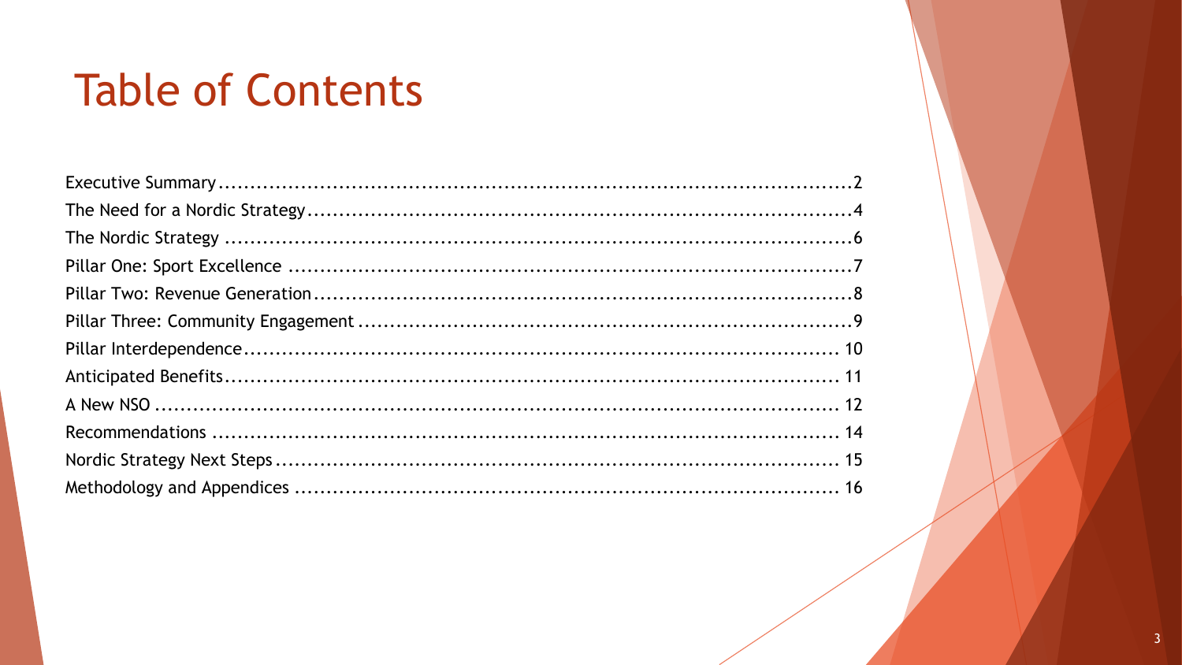# Table of Contents

| | |
|---|---|
| Executive Summary | 2 |
| The Need for a Nordic Strategy | 4 |
| The Nordic Strategy | 6 |
| Pillar One: Sport Excellence | 7 |
| Pillar Two: Revenue Generation | 8 |
| Pillar Three: Community Engagement | 9 |
| Pillar Interdependence | 10 |
| Anticipated Benefits | 11 |
| A New NSO | 12 |
| Recommendations | 14 |
| Nordic Strategy Next Steps | 15 |
| Methodology and Appendices | 16 |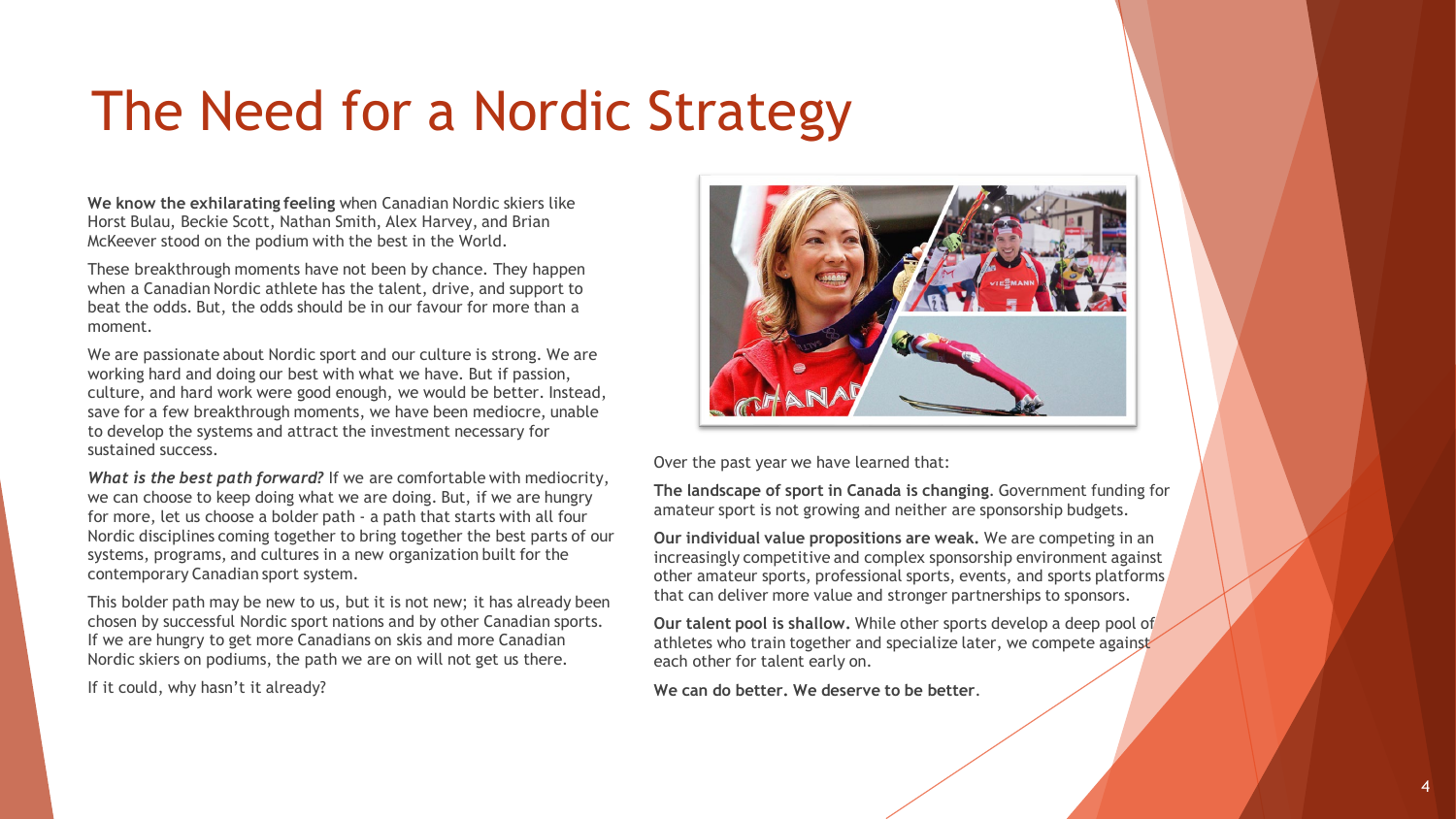# The Need for a Nordic Strategy

**We know the exhilarating feeling** when Canadian Nordic skiers like Horst Bulau, Beckie Scott, Nathan Smith, Alex Harvey, and Brian McKeever stood on the podium with the best in the World.

These breakthrough moments have not been by chance. They happen when a Canadian Nordic athlete has the talent, drive, and support to beat the odds. But, the odds should be in our favour for more than a moment.

We are passionate about Nordic sport and our culture is strong. We are working hard and doing our best with what we have. But if passion, culture, and hard work were good enough, we would be better. Instead, save for a few breakthrough moments, we have been mediocre, unable to develop the systems and attract the investment necessary for sustained success.

***What is the best path forward?*** If we are comfortable with mediocrity, we can choose to keep doing what we are doing. But, if we are hungry for more, let us choose a bolder path - a path that starts with all four Nordic disciplines coming together to bring together the best parts of our systems, programs, and cultures in a new organization built for the contemporary Canadian sport system.

This bolder path may be new to us, but it is not new; it has already been chosen by successful Nordic sport nations and by other Canadian sports. If we are hungry to get more Canadians on skis and more Canadian Nordic skiers on podiums, the path we are on will not get us there.

If it could, why hasn't it already?

Over the past year we have learned that:

**The landscape of sport in Canada is changing**. Government funding for amateur sport is not growing and neither are sponsorship budgets.

**Our individual value propositions are weak.** We are competing in an increasingly competitive and complex sponsorship environment against other amateur sports, professional sports, events, and sports platforms that can deliver more value and stronger partnerships to sponsors.

**Our talent pool is shallow.** While other sports develop a deep pool of athletes who train together and specialize later, we compete against each other for talent early on.

**We can do better. We deserve to be better**.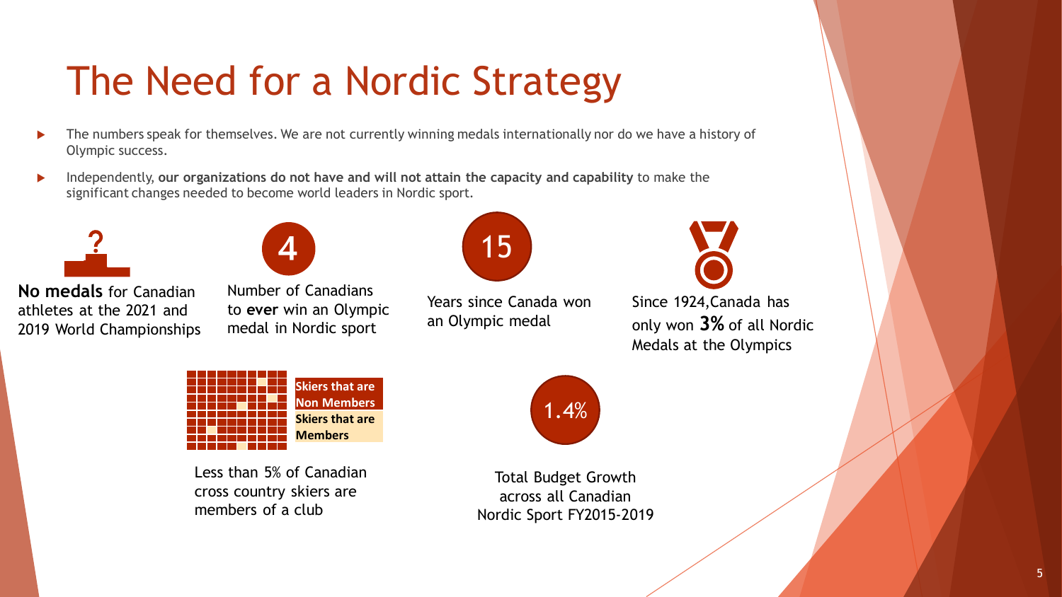# The Need for a Nordic Strategy

- The numbers speak for themselves. We are not currently winning medals internationally nor do we have a history of Olympic success.
- Independently, **our organizations do not have and will not attain the capacity and capability** to make the significant changes needed to become world leaders in Nordic sport.

**No medals** for Canadian athletes at the 2021 and 2019 World Championships

**4**

Number of Canadians to **ever** win an Olympic medal in Nordic sport

**15**

Years since Canada won an Olympic medal

Since 1924,Canada has only won **3%** of all Nordic Medals at the Olympics

**Skiers that are Non Members**

**Skiers that are Members**

Less than 5% of Canadian cross country skiers are members of a club

**1.4%**

Total Budget Growth across all Canadian Nordic Sport FY2015-2019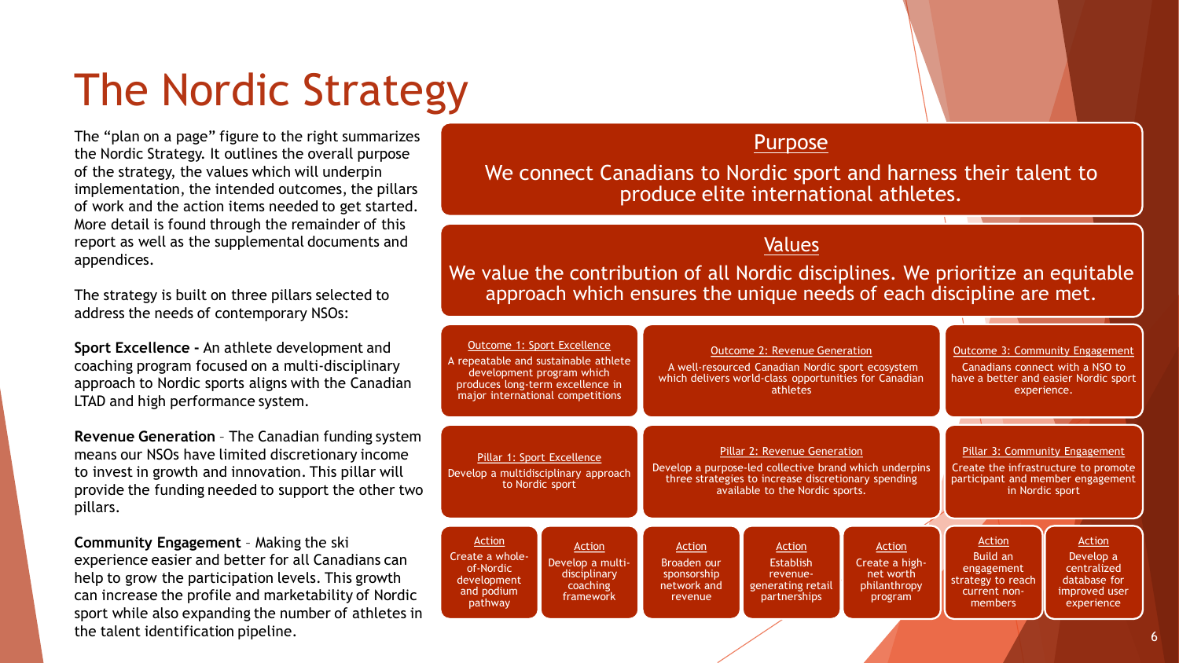# The Nordic Strategy

The "plan on a page" figure to the right summarizes the Nordic Strategy. It outlines the overall purpose of the strategy, the values which will underpin implementation, the intended outcomes, the pillars of work and the action items needed to get started. More detail is found through the remainder of this report as well as the supplemental documents and appendices.

The strategy is built on three pillars selected to address the needs of contemporary NSOs:

**Sport Excellence -** An athlete development and coaching program focused on a multi-disciplinary approach to Nordic sports aligns with the Canadian LTAD and high performance system.

**Revenue Generation** – The Canadian funding system means our NSOs have limited discretionary income to invest in growth and innovation. This pillar will provide the funding needed to support the other two pillars.

**Community Engagement** – Making the ski experience easier and better for all Canadians can help to grow the participation levels. This growth can increase the profile and marketability of Nordic sport while also expanding the number of athletes in the talent identification pipeline.

## Purpose

We connect Canadians to Nordic sport and harness their talent to produce elite international athletes.

## Values

We value the contribution of all Nordic disciplines. We prioritize an equitable approach which ensures the unique needs of each discipline are met.

| Outcome 1: Sport Excellence | Outcome 2: Revenue Generation | Outcome 3: Community Engagement |
|---|---|---|
| A repeatable and sustainable athlete development program which produces long-term excellence in major international competitions | A well-resourced Canadian Nordic sport ecosystem which delivers world-class opportunities for Canadian athletes | Canadians connect with a NSO to have a better and easier Nordic sport experience. |
| **Pillar 1: Sport Excellence** | **Pillar 2: Revenue Generation** | **Pillar 3: Community Engagement** |
| Develop a multidisciplinary approach to Nordic sport | Develop a purpose-led collective brand which underpins three strategies to increase discretionary spending available to the Nordic sports. | Create the infrastructure to promote participant and member engagement in Nordic sport |
| **Action:** Create a whole-of-Nordic development and podium pathway | **Action:** Broaden our sponsorship network and revenue | **Action:** Build an engagement strategy to reach current non-members |
| **Action:** Develop a multi-disciplinary coaching framework | **Action:** Establish revenue-generating retail partnerships | **Action:** Develop a centralized database for improved user experience |
| | **Action:** Create a high-net worth philanthropy program | |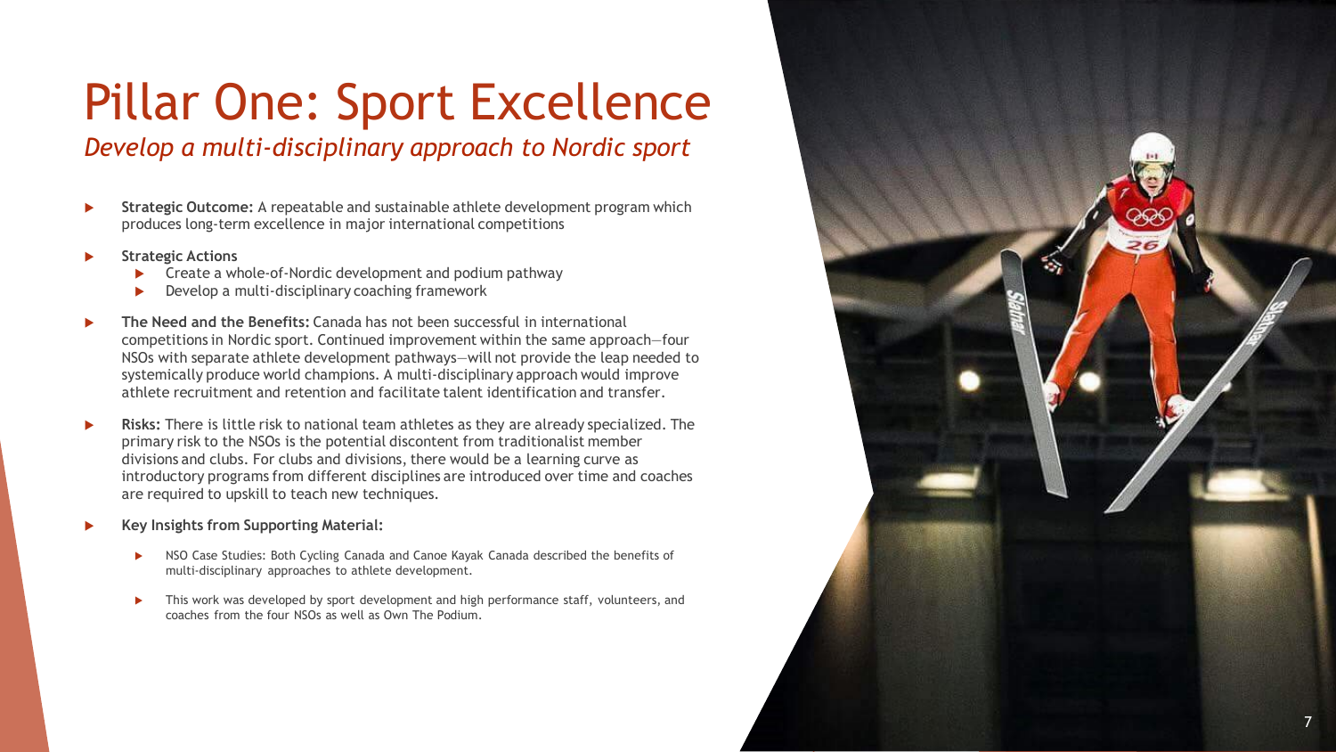# Pillar One: Sport Excellence

*Develop a multi-disciplinary approach to Nordic sport*

- **Strategic Outcome:** A repeatable and sustainable athlete development program which produces long-term excellence in major international competitions
- **Strategic Actions**
  - Create a whole-of-Nordic development and podium pathway
  - Develop a multi-disciplinary coaching framework
- **The Need and the Benefits:** Canada has not been successful in international competitions in Nordic sport. Continued improvement within the same approach—four NSOs with separate athlete development pathways—will not provide the leap needed to systemically produce world champions. A multi-disciplinary approach would improve athlete recruitment and retention and facilitate talent identification and transfer.
- **Risks:** There is little risk to national team athletes as they are already specialized. The primary risk to the NSOs is the potential discontent from traditionalist member divisions and clubs. For clubs and divisions, there would be a learning curve as introductory programs from different disciplines are introduced over time and coaches are required to upskill to teach new techniques.
- **Key Insights from Supporting Material:**
  - NSO Case Studies: Both Cycling Canada and Canoe Kayak Canada described the benefits of multi-disciplinary approaches to athlete development.
  - This work was developed by sport development and high performance staff, volunteers, and coaches from the four NSOs as well as Own The Podium.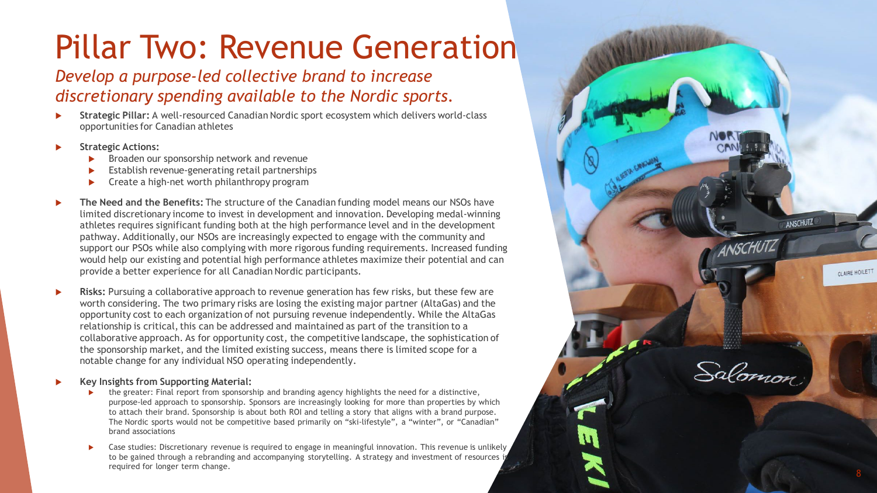# Pillar Two: Revenue Generation

*Develop a purpose-led collective brand to increase discretionary spending available to the Nordic sports.*

- **Strategic Pillar:** A well-resourced Canadian Nordic sport ecosystem which delivers world-class opportunities for Canadian athletes
- **Strategic Actions:**
  - Broaden our sponsorship network and revenue
  - Establish revenue-generating retail partnerships
  - Create a high-net worth philanthropy program
- **The Need and the Benefits:** The structure of the Canadian funding model means our NSOs have limited discretionary income to invest in development and innovation. Developing medal-winning athletes requires significant funding both at the high performance level and in the development pathway. Additionally, our NSOs are increasingly expected to engage with the community and support our PSOs while also complying with more rigorous funding requirements. Increased funding would help our existing and potential high performance athletes maximize their potential and can provide a better experience for all Canadian Nordic participants.
- **Risks:** Pursuing a collaborative approach to revenue generation has few risks, but these few are worth considering. The two primary risks are losing the existing major partner (AltaGas) and the opportunity cost to each organization of not pursuing revenue independently. While the AltaGas relationship is critical, this can be addressed and maintained as part of the transition to a collaborative approach. As for opportunity cost, the competitive landscape, the sophistication of the sponsorship market, and the limited existing success, means there is limited scope for a notable change for any individual NSO operating independently.
- **Key Insights from Supporting Material:**
  - the greater: Final report from sponsorship and branding agency highlights the need for a distinctive, purpose-led approach to sponsorship. Sponsors are increasingly looking for more than properties by which to attach their brand. Sponsorship is about both ROI and telling a story that aligns with a brand purpose. The Nordic sports would not be competitive based primarily on "ski-lifestyle", a "winter", or "Canadian" brand associations
  - Case studies: Discretionary revenue is required to engage in meaningful innovation. This revenue is unlikely to be gained through a rebranding and accompanying storytelling. A strategy and investment of resources is required for longer term change.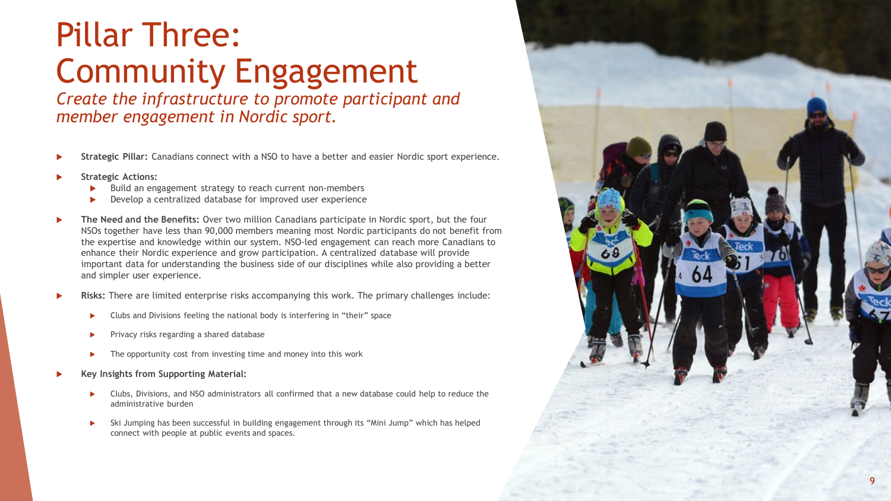# Pillar Three: Community Engagement

*Create the infrastructure to promote participant and member engagement in Nordic sport.*

- **Strategic Pillar:** Canadians connect with a NSO to have a better and easier Nordic sport experience.
- **Strategic Actions:**
  - Build an engagement strategy to reach current non-members
  - Develop a centralized database for improved user experience
- **The Need and the Benefits:** Over two million Canadians participate in Nordic sport, but the four NSOs together have less than 90,000 members meaning most Nordic participants do not benefit from the expertise and knowledge within our system. NSO-led engagement can reach more Canadians to enhance their Nordic experience and grow participation. A centralized database will provide important data for understanding the business side of our disciplines while also providing a better and simpler user experience.
- **Risks:** There are limited enterprise risks accompanying this work. The primary challenges include:
  - Clubs and Divisions feeling the national body is interfering in "their" space
  - Privacy risks regarding a shared database
  - The opportunity cost from investing time and money into this work
- **Key Insights from Supporting Material:**
  - Clubs, Divisions, and NSO administrators all confirmed that a new database could help to reduce the administrative burden
  - Ski Jumping has been successful in building engagement through its "Mini Jump" which has helped connect with people at public events and spaces.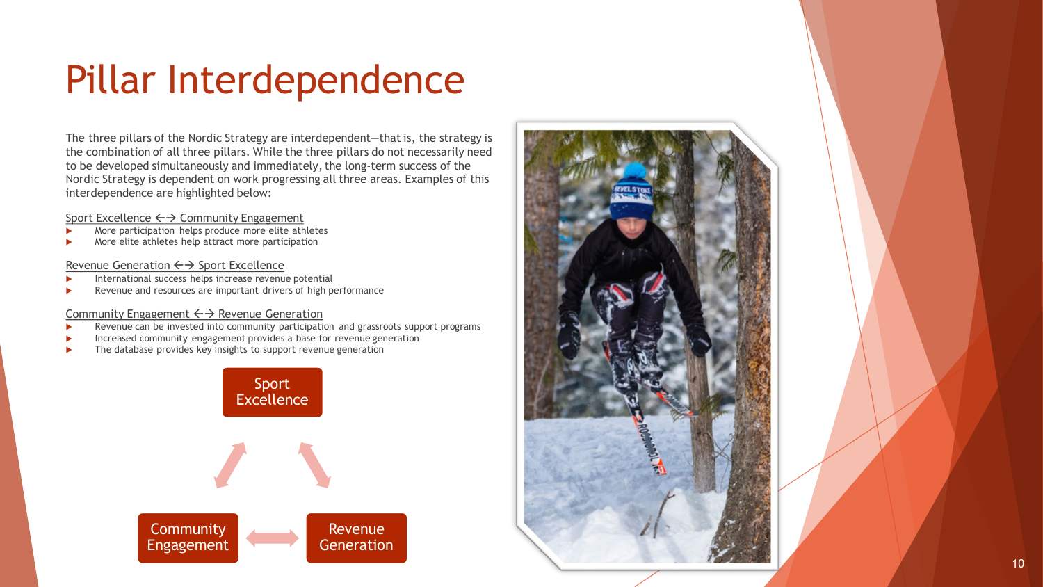# Pillar Interdependence

The three pillars of the Nordic Strategy are interdependent—that is, the strategy is the combination of all three pillars. While the three pillars do not necessarily need to be developed simultaneously and immediately, the long-term success of the Nordic Strategy is dependent on work progressing all three areas. Examples of this interdependence are highlighted below:

Sport Excellence ←→ Community Engagement

- More participation helps produce more elite athletes
- More elite athletes help attract more participation

Revenue Generation ←→ Sport Excellence

- International success helps increase revenue potential
- Revenue and resources are important drivers of high performance

Community Engagement ←→ Revenue Generation

- Revenue can be invested into community participation and grassroots support programs
- Increased community engagement provides a base for revenue generation
- The database provides key insights to support revenue generation

Sport Excellence

Community Engagement

Revenue Generation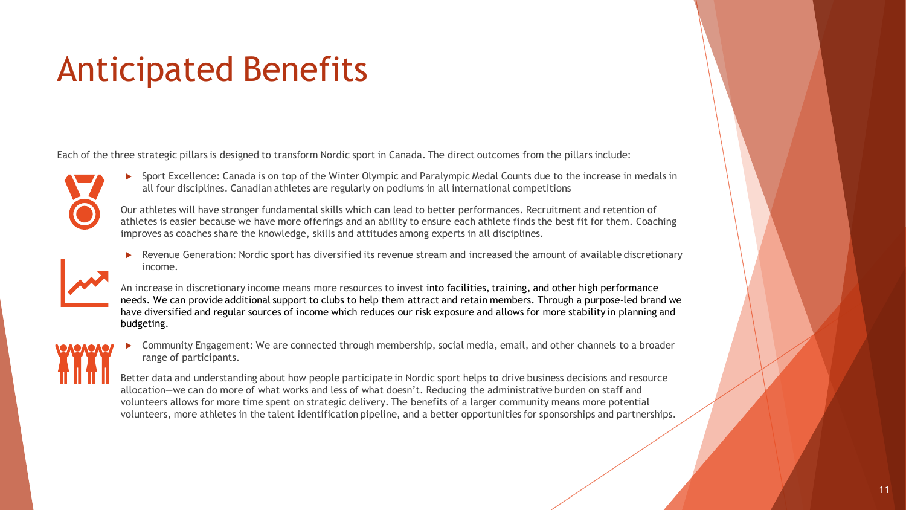# Anticipated Benefits

Each of the three strategic pillars is designed to transform Nordic sport in Canada. The direct outcomes from the pillars include:

- Sport Excellence: Canada is on top of the Winter Olympic and Paralympic Medal Counts due to the increase in medals in all four disciplines. Canadian athletes are regularly on podiums in all international competitions

Our athletes will have stronger fundamental skills which can lead to better performances. Recruitment and retention of athletes is easier because we have more offerings and an ability to ensure each athlete finds the best fit for them. Coaching improves as coaches share the knowledge, skills and attitudes among experts in all disciplines.

- Revenue Generation: Nordic sport has diversified its revenue stream and increased the amount of available discretionary income.

An increase in discretionary income means more resources to invest into facilities, training, and other high performance needs. We can provide additional support to clubs to help them attract and retain members. Through a purpose-led brand we have diversified and regular sources of income which reduces our risk exposure and allows for more stability in planning and budgeting.

- Community Engagement: We are connected through membership, social media, email, and other channels to a broader range of participants.

Better data and understanding about how people participate in Nordic sport helps to drive business decisions and resource allocation—we can do more of what works and less of what doesn't. Reducing the administrative burden on staff and volunteers allows for more time spent on strategic delivery. The benefits of a larger community means more potential volunteers, more athletes in the talent identification pipeline, and a better opportunities for sponsorships and partnerships.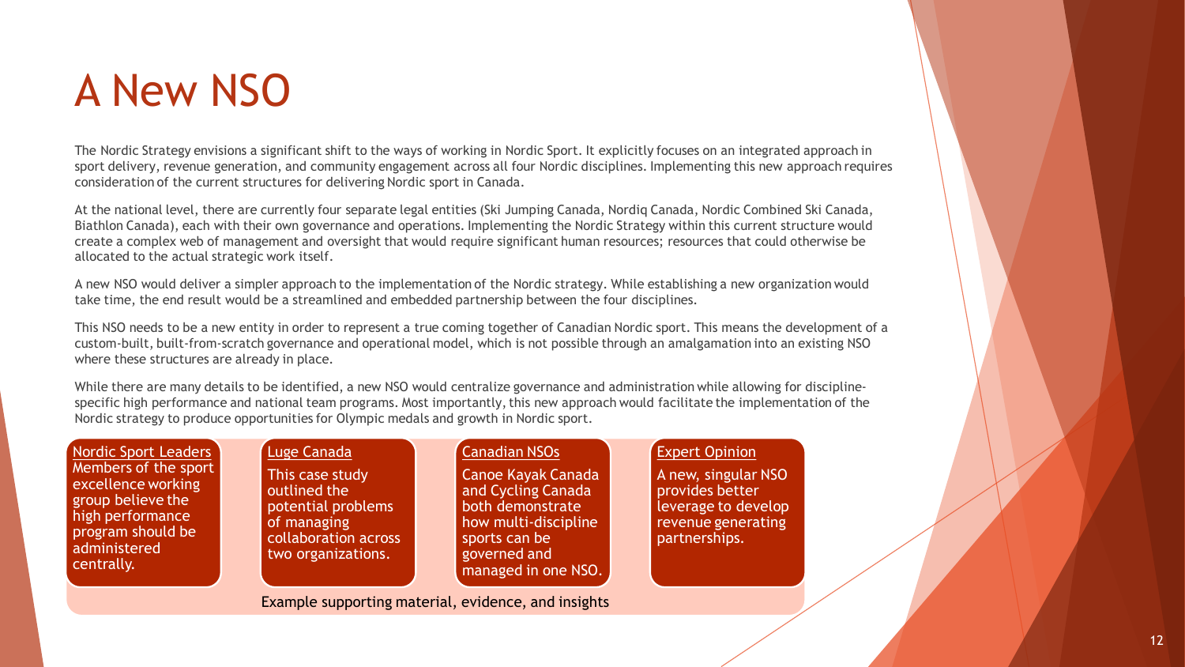# A New NSO

The Nordic Strategy envisions a significant shift to the ways of working in Nordic Sport. It explicitly focuses on an integrated approach in sport delivery, revenue generation, and community engagement across all four Nordic disciplines. Implementing this new approach requires consideration of the current structures for delivering Nordic sport in Canada.

At the national level, there are currently four separate legal entities (Ski Jumping Canada, Nordiq Canada, Nordic Combined Ski Canada, Biathlon Canada), each with their own governance and operations. Implementing the Nordic Strategy within this current structure would create a complex web of management and oversight that would require significant human resources; resources that could otherwise be allocated to the actual strategic work itself.

A new NSO would deliver a simpler approach to the implementation of the Nordic strategy. While establishing a new organization would take time, the end result would be a streamlined and embedded partnership between the four disciplines.

This NSO needs to be a new entity in order to represent a true coming together of Canadian Nordic sport. This means the development of a custom-built, built-from-scratch governance and operational model, which is not possible through an amalgamation into an existing NSO where these structures are already in place.

While there are many details to be identified, a new NSO would centralize governance and administration while allowing for discipline-specific high performance and national team programs. Most importantly, this new approach would facilitate the implementation of the Nordic strategy to produce opportunities for Olympic medals and growth in Nordic sport.

**Nordic Sport Leaders**
Members of the sport excellence working group believe the high performance program should be administered centrally.

**Luge Canada**
This case study outlined the potential problems of managing collaboration across two organizations.

**Canadian NSOs**
Canoe Kayak Canada and Cycling Canada both demonstrate how multi-discipline sports can be governed and managed in one NSO.

**Expert Opinion**
A new, singular NSO provides better leverage to develop revenue generating partnerships.

Example supporting material, evidence, and insights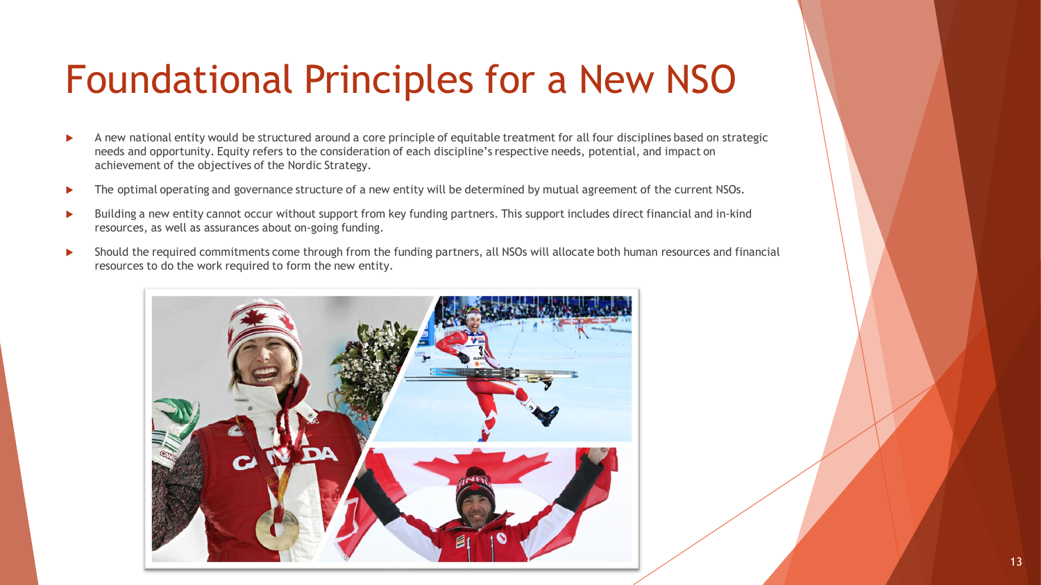# Foundational Principles for a New NSO

- A new national entity would be structured around a core principle of equitable treatment for all four disciplines based on strategic needs and opportunity. Equity refers to the consideration of each discipline's respective needs, potential, and impact on achievement of the objectives of the Nordic Strategy.
- The optimal operating and governance structure of a new entity will be determined by mutual agreement of the current NSOs.
- Building a new entity cannot occur without support from key funding partners. This support includes direct financial and in-kind resources, as well as assurances about on-going funding.
- Should the required commitments come through from the funding partners, all NSOs will allocate both human resources and financial resources to do the work required to form the new entity.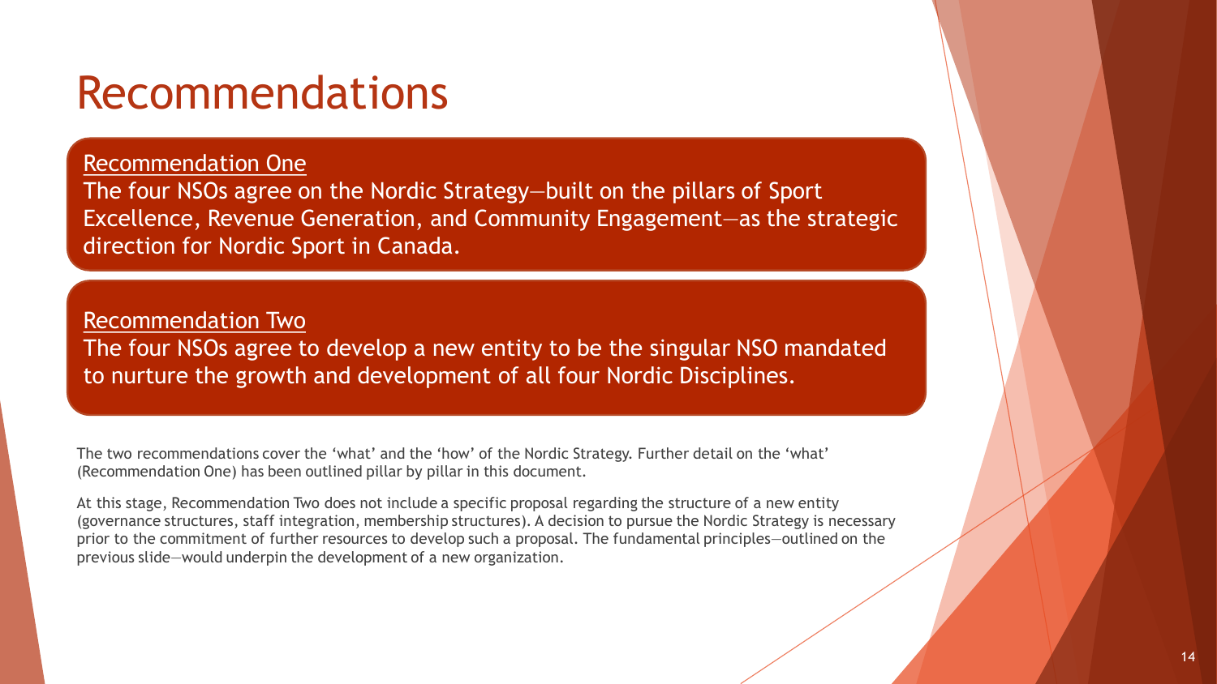# Recommendations

<u>Recommendation One</u>

The four NSOs agree on the Nordic Strategy—built on the pillars of Sport Excellence, Revenue Generation, and Community Engagement—as the strategic direction for Nordic Sport in Canada.

<u>Recommendation Two</u>

The four NSOs agree to develop a new entity to be the singular NSO mandated to nurture the growth and development of all four Nordic Disciplines.

The two recommendations cover the 'what' and the 'how' of the Nordic Strategy. Further detail on the 'what' (Recommendation One) has been outlined pillar by pillar in this document.

At this stage, Recommendation Two does not include a specific proposal regarding the structure of a new entity (governance structures, staff integration, membership structures). A decision to pursue the Nordic Strategy is necessary prior to the commitment of further resources to develop such a proposal. The fundamental principles—outlined on the previous slide—would underpin the development of a new organization.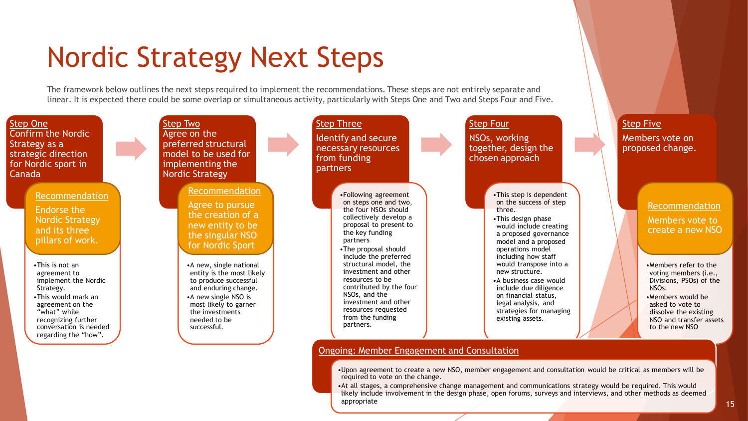# Nordic Strategy Next Steps

The framework below outlines the next steps required to implement the recommendations. These steps are not entirely separate and linear. It is expected there could be some overlap or simultaneous activity, particularly with Steps One and Two and Steps Four and Five.

## Step One

Confirm the Nordic Strategy as a strategic direction for Nordic sport in Canada

**Recommendation**

Endorse the Nordic Strategy and its three pillars of work.

- This is not an agreement to implement the Nordic Strategy.
- This would mark an agreement on the "what" while recognizing further conversation is needed regarding the "how".

## Step Two

Agree on the preferred structural model to be used for implementing the Nordic Strategy

**Recommendation**

Agree to pursue the creation of a new entity to be the singular NSO for Nordic Sport

- A new, single national entity is the most likely to produce successful and enduring change.
- A new single NSO is most likely to garner the investments needed to be successful.

## Step Three

Identify and secure necessary resources from funding partners

- Following agreement on steps one and two, the four NSOs should collectively develop a proposal to present to the key funding partners
- The proposal should include the preferred structural model, the investment and other resources to be contributed by the four NSOs, and the investment and other resources requested from the funding partners.

## Step Four

NSOs, working together, design the chosen approach

- This step is dependent on the success of step three.
- This design phase would include creating a proposed governance model and a proposed operations model including how staff would transpose into a new structure.
- A business case would include due diligence on financial status, legal analysis, and strategies for managing existing assets.

## Step Five

Members vote on proposed change.

**Recommendation**

Members vote to create a new NSO

- Members refer to the voting members (i.e., Divisions, PSOs) of the NSOs.
- Members would be asked to vote to dissolve the existing NSO and transfer assets to the new NSO

## Ongoing: Member Engagement and Consultation

- Upon agreement to create a new NSO, member engagement and consultation would be critical as members will be required to vote on the change.
- At all stages, a comprehensive change management and communications strategy would be required. This would likely include involvement in the design phase, open forums, surveys and interviews, and other methods as deemed appropriate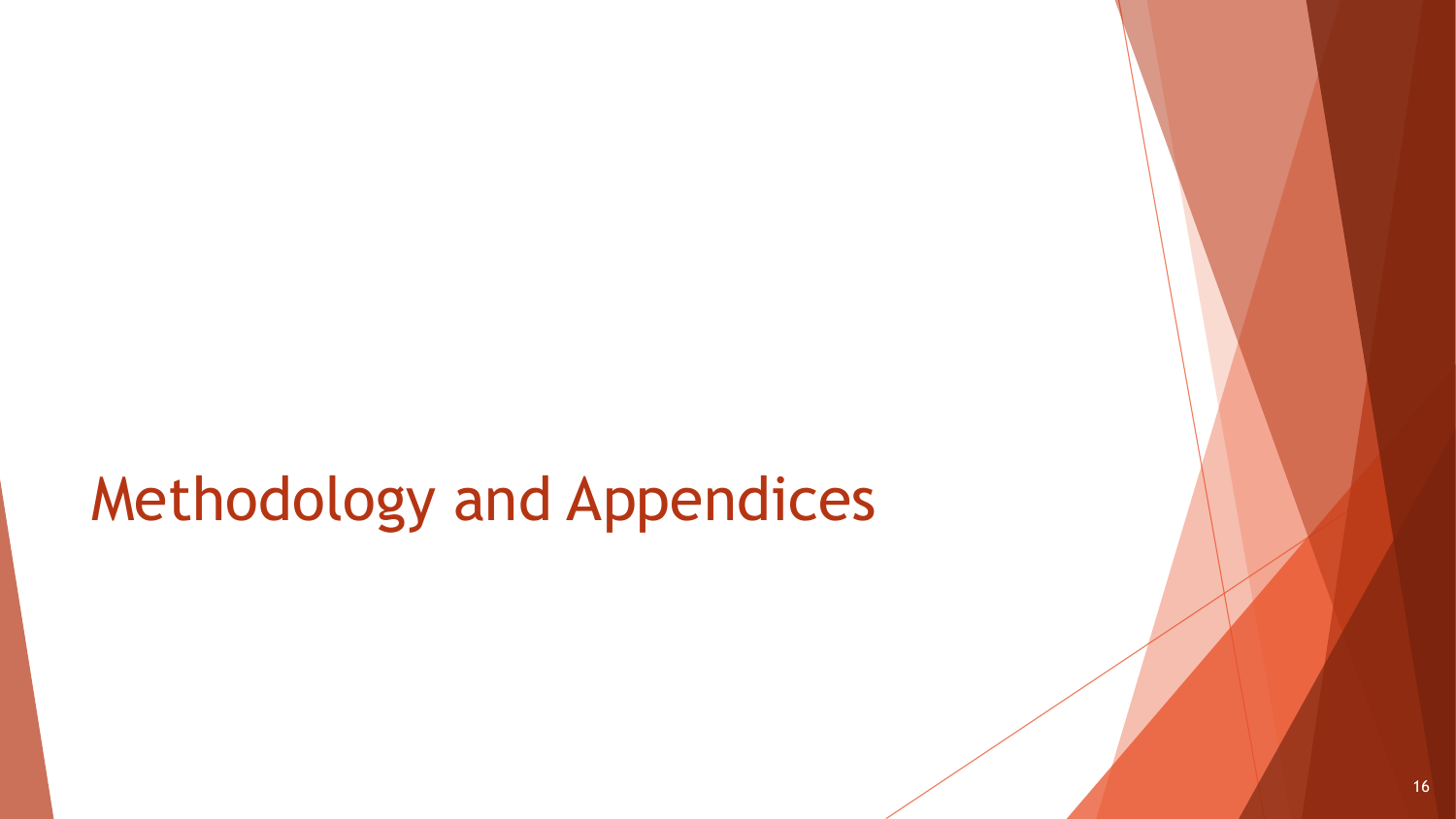# Methodology and Appendices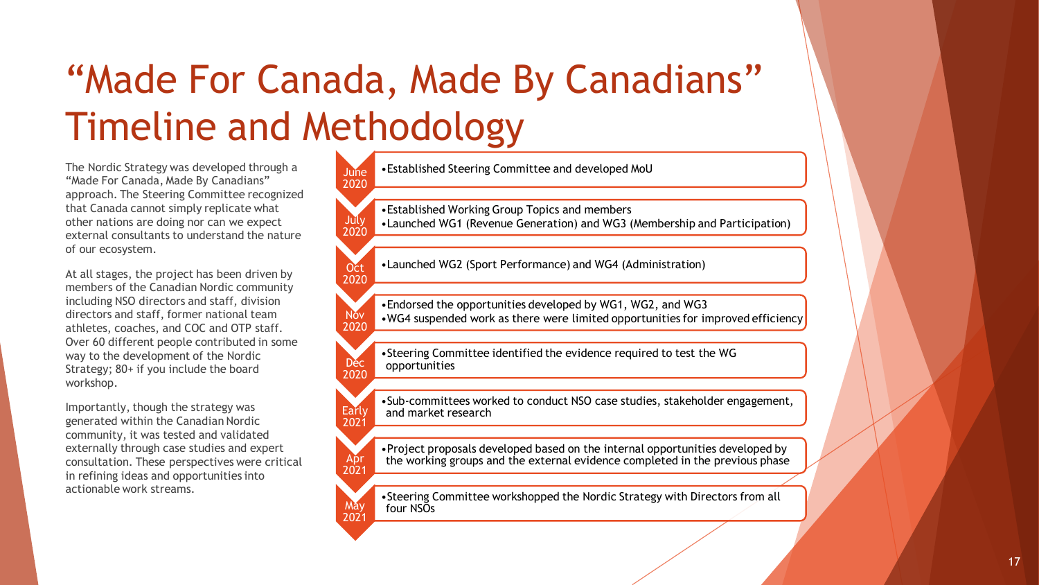# "Made For Canada, Made By Canadians" Timeline and Methodology

The Nordic Strategy was developed through a "Made For Canada, Made By Canadians" approach. The Steering Committee recognized that Canada cannot simply replicate what other nations are doing nor can we expect external consultants to understand the nature of our ecosystem.

At all stages, the project has been driven by members of the Canadian Nordic community including NSO directors and staff, division directors and staff, former national team athletes, coaches, and COC and OTP staff. Over 60 different people contributed in some way to the development of the Nordic Strategy; 80+ if you include the board workshop.

Importantly, though the strategy was generated within the Canadian Nordic community, it was tested and validated externally through case studies and expert consultation. These perspectives were critical in refining ideas and opportunities into actionable work streams.

**June 2020**
- Established Steering Committee and developed MoU

**July 2020**
- Established Working Group Topics and members
- Launched WG1 (Revenue Generation) and WG3 (Membership and Participation)

**Oct 2020**
- Launched WG2 (Sport Performance) and WG4 (Administration)

**Nov 2020**
- Endorsed the opportunities developed by WG1, WG2, and WG3
- WG4 suspended work as there were limited opportunities for improved efficiency

**Dec 2020**
- Steering Committee identified the evidence required to test the WG opportunities

**Early 2021**
- Sub-committees worked to conduct NSO case studies, stakeholder engagement, and market research

**Apr 2021**
- Project proposals developed based on the internal opportunities developed by the working groups and the external evidence completed in the previous phase

**May 2021**
- Steering Committee workshopped the Nordic Strategy with Directors from all four NSOs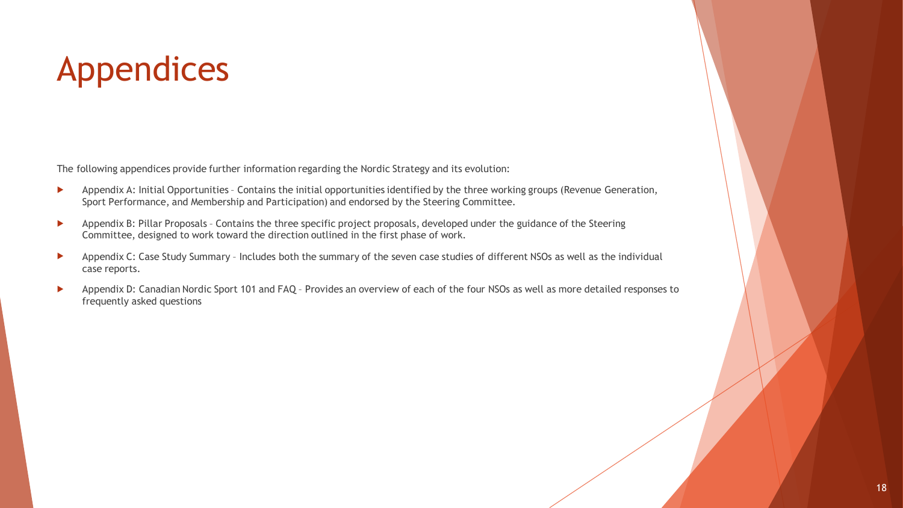# Appendices

The following appendices provide further information regarding the Nordic Strategy and its evolution:

- Appendix A: Initial Opportunities – Contains the initial opportunities identified by the three working groups (Revenue Generation, Sport Performance, and Membership and Participation) and endorsed by the Steering Committee.
- Appendix B: Pillar Proposals – Contains the three specific project proposals, developed under the guidance of the Steering Committee, designed to work toward the direction outlined in the first phase of work.
- Appendix C: Case Study Summary – Includes both the summary of the seven case studies of different NSOs as well as the individual case reports.
- Appendix D: Canadian Nordic Sport 101 and FAQ – Provides an overview of each of the four NSOs as well as more detailed responses to frequently asked questions